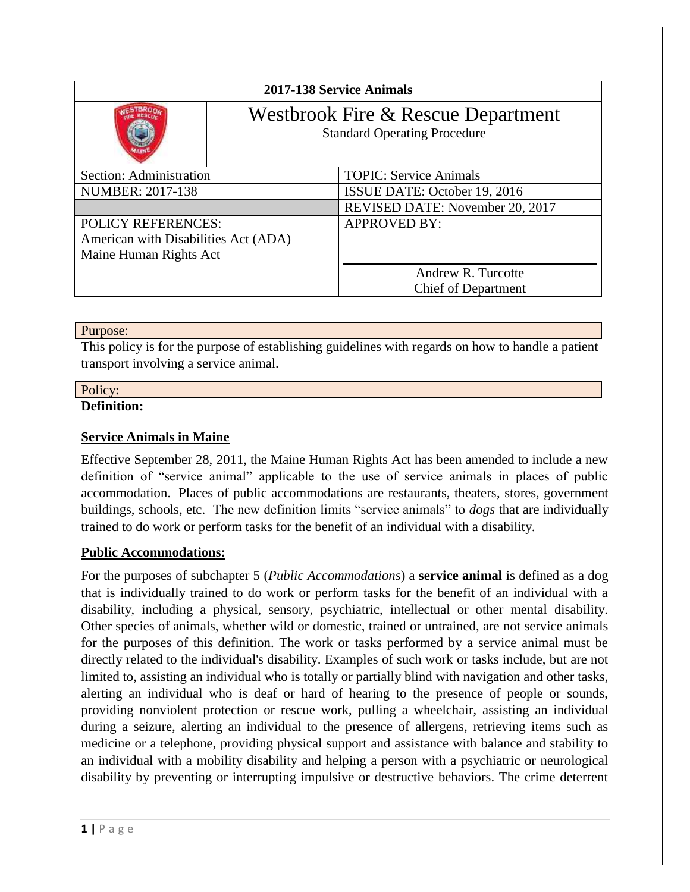| 2017-138 Service Animals | | |
|---|---|---|
| | Westbrook Fire & Rescue Department<br>Standard Operating Procedure | |
| Section: Administration | | TOPIC: Service Animals |
| NUMBER: 2017-138 | | ISSUE DATE: October 19, 2016 |
| | | REVISED DATE: November 20, 2017 |
| POLICY REFERENCES:<br>American with Disabilities Act (ADA)<br>Maine Human Rights Act | | APPROVED BY:<br><br>Andrew R. Turcotte<br>Chief of Department |

**Purpose:**

This policy is for the purpose of establishing guidelines with regards on how to handle a patient transport involving a service animal.

**Policy:**

**Definition:**

**Service Animals in Maine**

Effective September 28, 2011, the Maine Human Rights Act has been amended to include a new definition of "service animal" applicable to the use of service animals in places of public accommodation. Places of public accommodations are restaurants, theaters, stores, government buildings, schools, etc. The new definition limits "service animals" to *dogs* that are individually trained to do work or perform tasks for the benefit of an individual with a disability.

**Public Accommodations:**

For the purposes of subchapter 5 (*Public Accommodations*) a **service animal** is defined as a dog that is individually trained to do work or perform tasks for the benefit of an individual with a disability, including a physical, sensory, psychiatric, intellectual or other mental disability. Other species of animals, whether wild or domestic, trained or untrained, are not service animals for the purposes of this definition. The work or tasks performed by a service animal must be directly related to the individual's disability. Examples of such work or tasks include, but are not limited to, assisting an individual who is totally or partially blind with navigation and other tasks, alerting an individual who is deaf or hard of hearing to the presence of people or sounds, providing nonviolent protection or rescue work, pulling a wheelchair, assisting an individual during a seizure, alerting an individual to the presence of allergens, retrieving items such as medicine or a telephone, providing physical support and assistance with balance and stability to an individual with a mobility disability and helping a person with a psychiatric or neurological disability by preventing or interrupting impulsive or destructive behaviors. The crime deterrent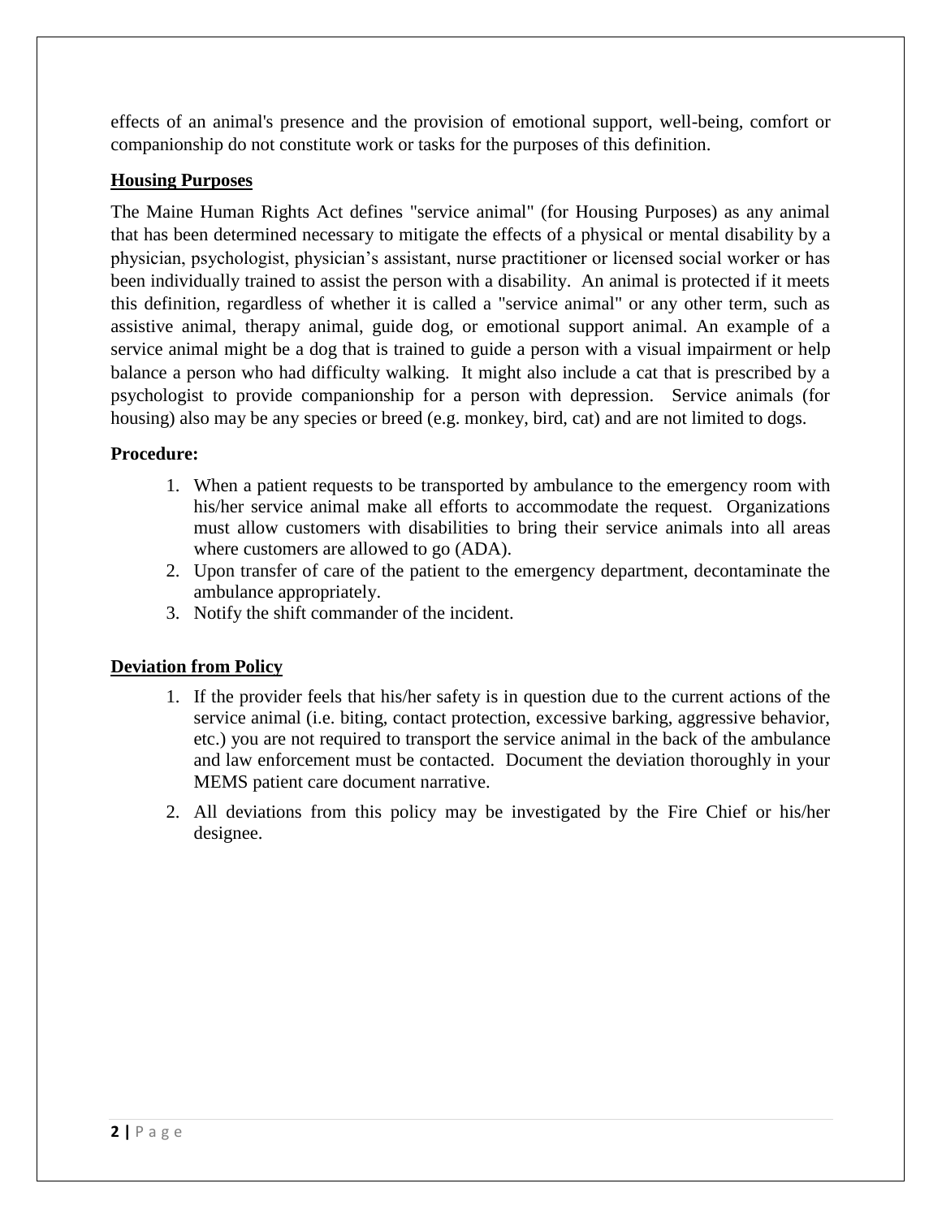effects of an animal's presence and the provision of emotional support, well-being, comfort or companionship do not constitute work or tasks for the purposes of this definition.

**Housing Purposes**

The Maine Human Rights Act defines "service animal" (for Housing Purposes) as any animal that has been determined necessary to mitigate the effects of a physical or mental disability by a physician, psychologist, physician's assistant, nurse practitioner or licensed social worker or has been individually trained to assist the person with a disability. An animal is protected if it meets this definition, regardless of whether it is called a "service animal" or any other term, such as assistive animal, therapy animal, guide dog, or emotional support animal. An example of a service animal might be a dog that is trained to guide a person with a visual impairment or help balance a person who had difficulty walking. It might also include a cat that is prescribed by a psychologist to provide companionship for a person with depression. Service animals (for housing) also may be any species or breed (e.g. monkey, bird, cat) and are not limited to dogs.

**Procedure:**

1. When a patient requests to be transported by ambulance to the emergency room with his/her service animal make all efforts to accommodate the request. Organizations must allow customers with disabilities to bring their service animals into all areas where customers are allowed to go (ADA).
2. Upon transfer of care of the patient to the emergency department, decontaminate the ambulance appropriately.
3. Notify the shift commander of the incident.

**Deviation from Policy**

1. If the provider feels that his/her safety is in question due to the current actions of the service animal (i.e. biting, contact protection, excessive barking, aggressive behavior, etc.) you are not required to transport the service animal in the back of the ambulance and law enforcement must be contacted. Document the deviation thoroughly in your MEMS patient care document narrative.
2. All deviations from this policy may be investigated by the Fire Chief or his/her designee.